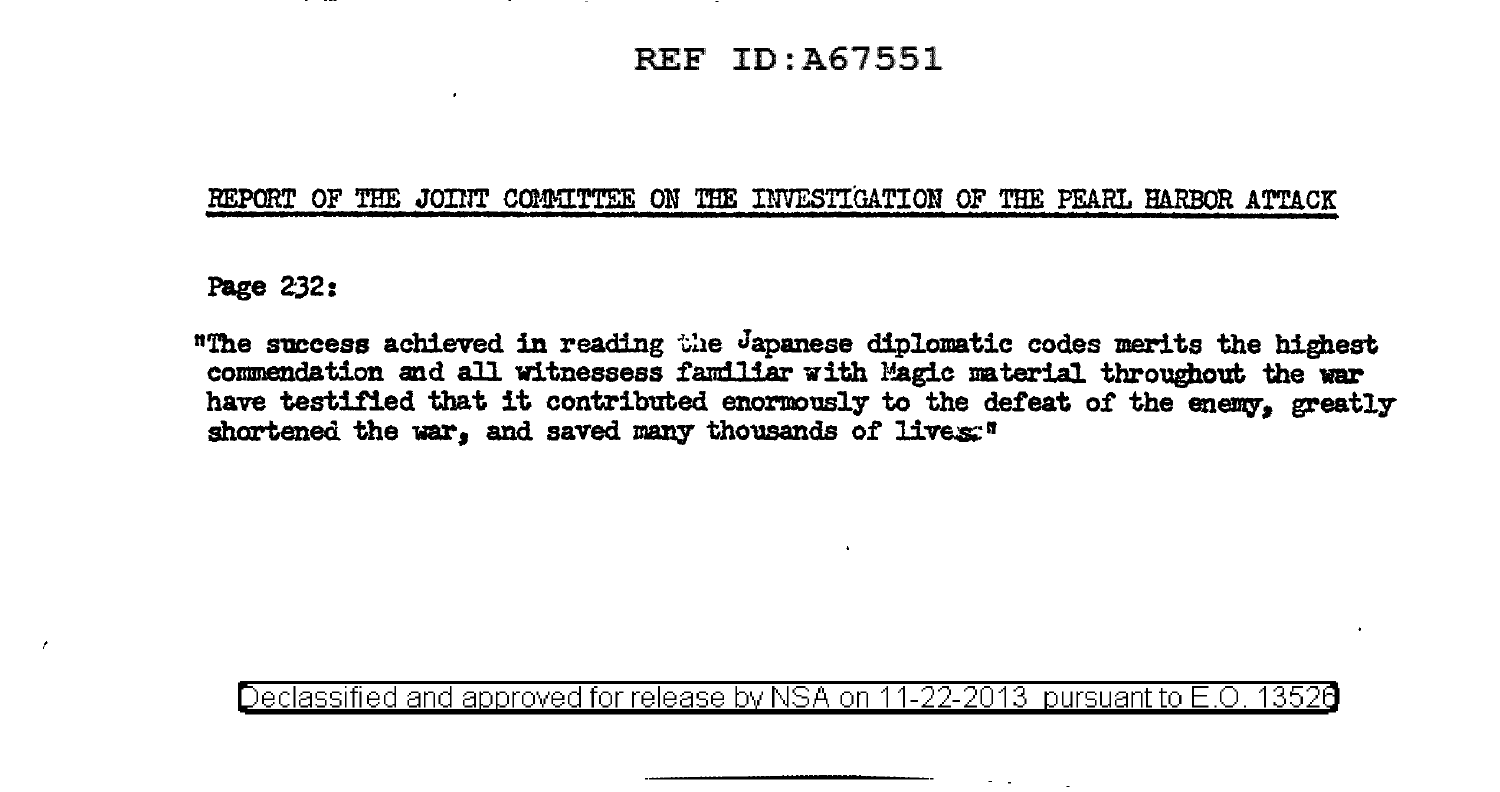REF ID:A67551

## REPORT OF THE JOINT COMMITTEE ON THE INVESTIGATION OF THE PEARL HARBOR ATTACK

**Page 232:**

"The success achieved in reading the Japanese diplomatic codes merits the highest commendation and all witnessess familiar with Magic material throughout the war have testified that it contributed enormously to the defeat of the enemy, greatly shortened the war, and saved many thousands of lives."

Declassified and approved for release by NSA on 11-22-2013 pursuant to E.O. 13526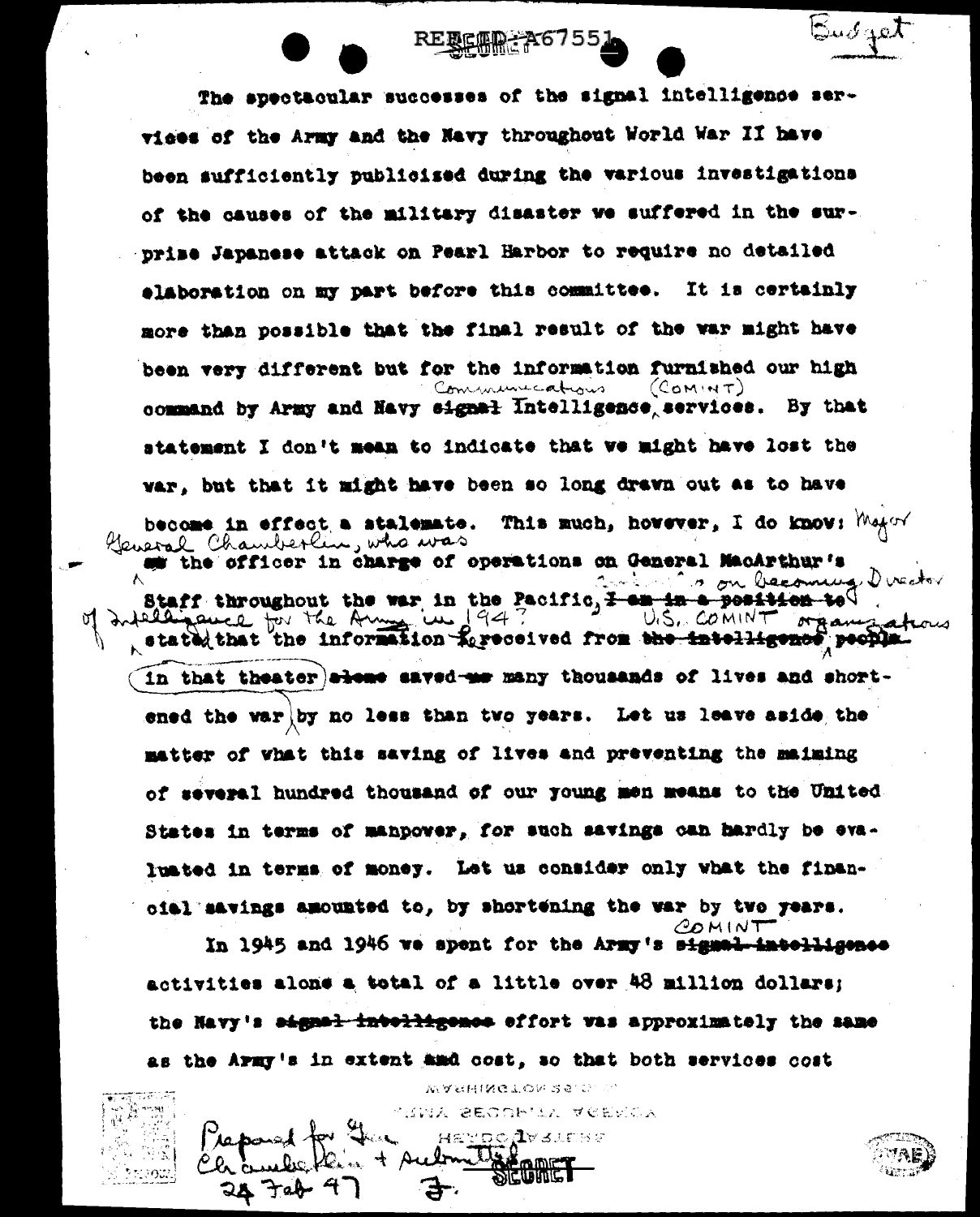The spectacular successes of the signal intelligence services of the Army and the Navy throughout World War II have been sufficiently publicized during the various investigations of the causes of the military disaster we suffered in the surprise Japanese attack on Pearl Harbor to require no detailed elaboration on my part before this committee. It is certainly more than possible that the final result of the war might have been very different but for the information furnished our high command by Army and Navy Communications (COMINT) Intelligence services. By that statement I don't mean to indicate that we might have lost the war, but that it might have been so long drawn out as to have become in effect a stalemate. This much, however, I do know: Major General Chamberlin, who was the officer in charge of operations on General MacArthur's Staff throughout the war in the Pacific, ... on becoming Director of Intelligence for the Army in 1947 stated that the information received from U.S. COMINT organizations in that theater saved many thousands of lives and shortened the war by no less than two years. Let us leave aside the matter of what this saving of lives and preventing the maiming of several hundred thousand of our young men means to the United States in terms of manpower, for such savings can hardly be evaluated in terms of money. Let us consider only what the financial savings amounted to, by shortening the war by two years.

In 1945 and 1946 we spent for the Army's COMINT activities alone a total of a little over 48 million dollars; the Navy's effort was approximately the same as the Army's in extent and cost, so that both services cost

Prepared for Gen. Chamberlain + Submitted 24 Feb 47 F.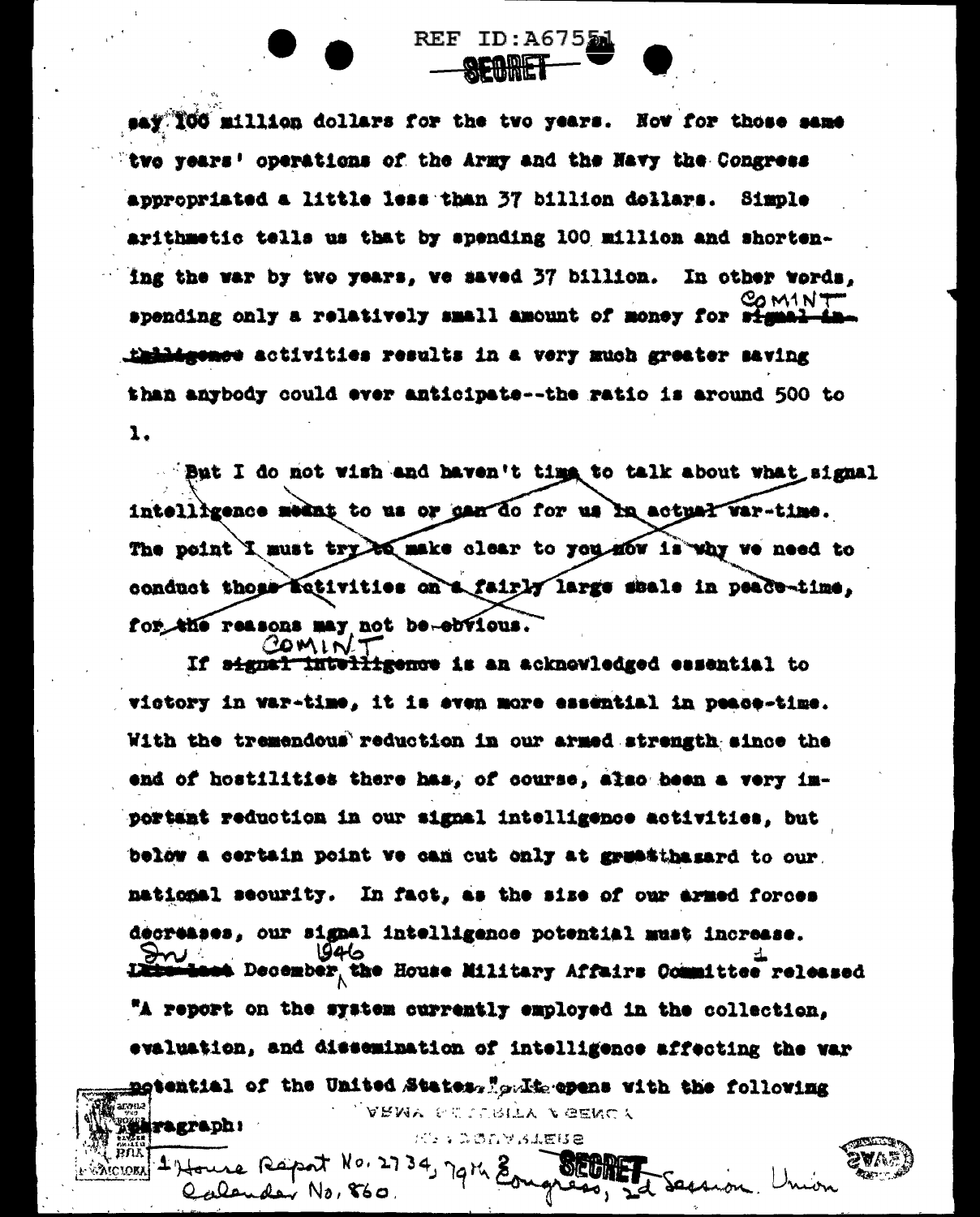say 100 million dollars for the two years. Now for those same two years' operations of the Army and the Navy the Congress appropriated a little less than 37 billion dollars. Simple arithmetic tells us that by spending 100 million and shortening the war by two years, we saved 37 billion. In other words, spending only a relatively small amount of money for COMINT activities results in a very much greater saving than anybody could ever anticipate--the ratio is around 500 to 1.

~~But I do not wish and haven't time to talk about what signal intelligence meant to us or can do for us in actual war-time. The point I must try to make clear to you now is why we need to conduct those activities on a fairly large scale in peace-time, for the reasons may not be obvious.~~

If COMINT is an acknowledged essential to victory in war-time, it is even more essential in peace-time. With the tremendous reduction in our armed strength since the end of hostilities there has, of course, also been a very important reduction in our signal intelligence activities, but below a certain point we can cut only at great hazard to our national security. In fact, as the size of our armed forces decreases, our signal intelligence potential must increase. In December 1946 the House Military Affairs Committee released[1] "A report on the system currently employed in the collection, evaluation, and dissemination of intelligence affecting the war potential of the United States." It opens with the following paragraph:

[1] House Report No. 2734, 79th Congress, 2d Session. Union Calendar No. 860.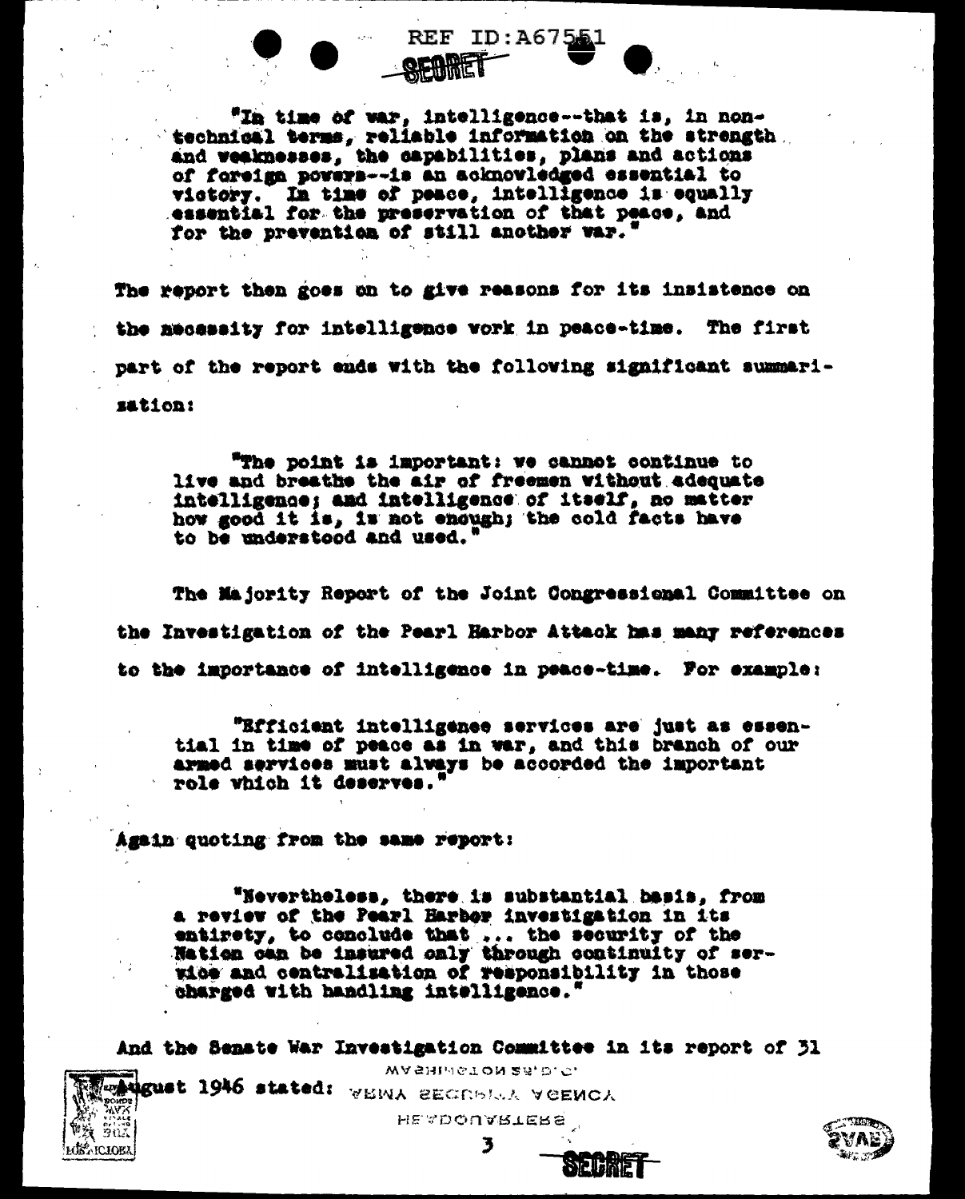"In time of war, intelligence--that is, in non-technical terms, reliable information on the strength and weaknesses, the capabilities, plans and actions of foreign powers--is an acknowledged essential to victory. In time of peace, intelligence is equally essential for the preservation of that peace, and for the prevention of still another war."

The report then goes on to give reasons for its insistence on the necessity for intelligence work in peace-time. The first part of the report ends with the following significant summarization:

> "The point is important: we cannot continue to live and breathe the air of freemen without adequate intelligence; and intelligence of itself, no matter how good it is, is not enough; the cold facts have to be understood and used."

The Majority Report of the Joint Congressional Committee on the Investigation of the Pearl Harbor Attack has many references to the importance of intelligence in peace-time. For example:

> "Efficient intelligence services are just as essential in time of peace as in war, and this branch of our armed services must always be accorded the important role which it deserves."

Again quoting from the same report:

> "Nevertheless, there is substantial basis, from a review of the Pearl Harbor investigation in its entirety, to conclude that ... the security of the Nation can be insured only through continuity of service and centralization of responsibility in those charged with handling intelligence."

And the Senate War Investigation Committee in its report of 31 August 1946 stated: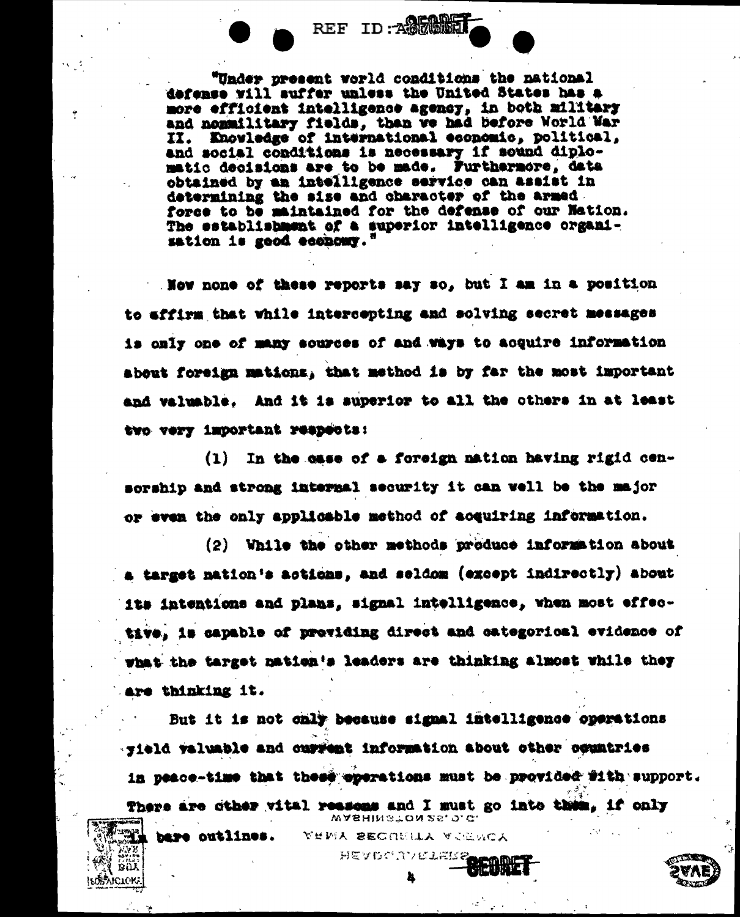"Under present world conditions the national defense will suffer unless the United States has a more efficient intelligence agency, in both military and nonmilitary fields, than we had before World War II. Knowledge of international economic, political, and social conditions is necessary if sound diplomatic decisions are to be made. Furthermore, data obtained by an intelligence service can assist in determining the size and character of the armed force to be maintained for the defense of our Nation. The establishment of a superior intelligence organization is good economy."

Now none of these reports say so, but I am in a position to affirm that while intercepting and solving secret messages is only one of many sources of and ways to acquire information about foreign nations, that method is by far the most important and valuable. And it is superior to all the others in at least two very important respects:

(1) In the case of a foreign nation having rigid censorship and strong internal security it can well be the major or even the only applicable method of acquiring information.

(2) While the other methods produce information about a target nation's actions, and seldom (except indirectly) about its intentions and plans, signal intelligence, when most effective, is capable of providing direct and categorical evidence of what the target nation's leaders are thinking almost while they are thinking it.

But it is not only because signal intelligence operations yield valuable and current information about other countries in peace-time that these operations must be provided with support. There are other vital reasons and I must go into them, if only in bare outlines.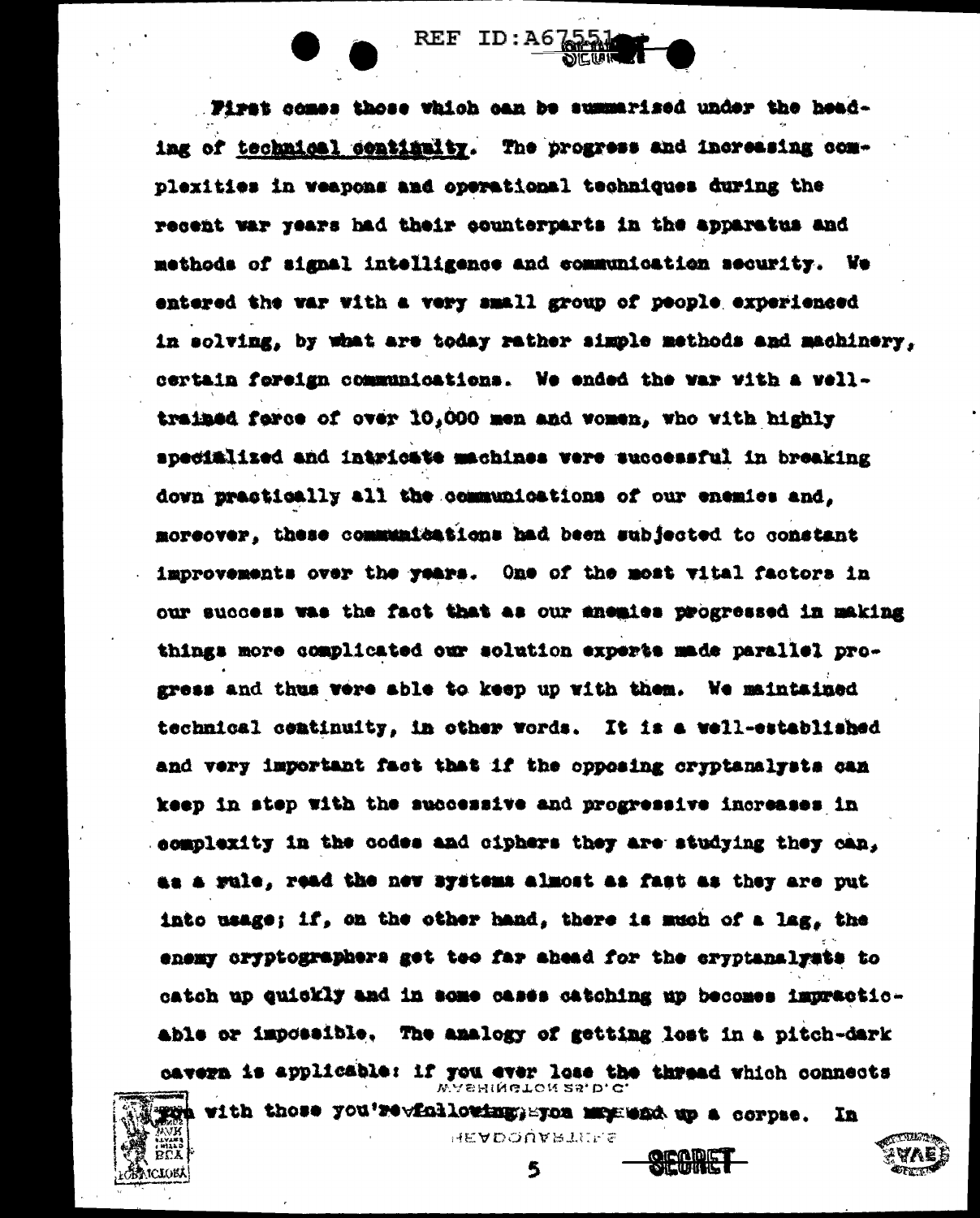First comes those which can be summarized under the heading of <u>technical continuity</u>. The progress and increasing complexities in weapons and operational techniques during the recent war years had their counterparts in the apparatus and methods of signal intelligence and communication security. We entered the war with a very small group of people experienced in solving, by what are today rather simple methods and machinery, certain foreign communications. We ended the war with a well-trained force of over 10,000 men and women, who with highly specialized and intricate machines were successful in breaking down practically all the communications of our enemies and, moreover, these communications had been subjected to constant improvements over the years. One of the most vital factors in our success was the fact that as our enemies progressed in making things more complicated our solution experts made parallel progress and thus were able to keep up with them. We maintained technical continuity, in other words. It is a well-established and very important fact that if the opposing cryptanalysts can keep in step with the successive and progressive increases in complexity in the codes and ciphers they are studying they can, as a rule, read the new systems almost as fast as they are put into usage; if, on the other hand, there is much of a lag, the enemy cryptographers get too far ahead for the cryptanalysts to catch up quickly and in some cases catching up becomes impracticable or impossible. The analogy of getting lost in a pitch-dark cavern is applicable: if you ever lose the thread which connects you with those you're following, you may end up a corpse. In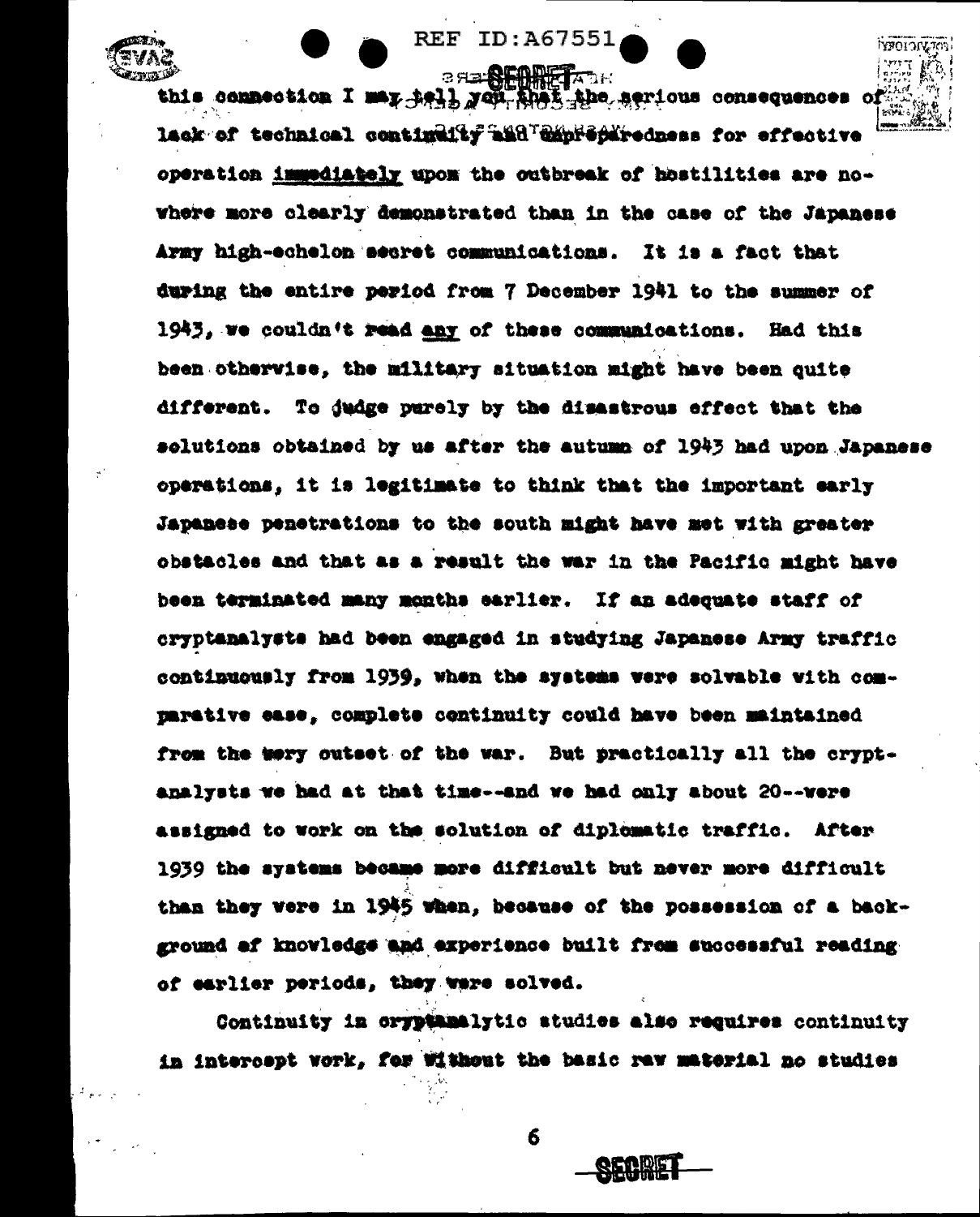this connection I may tell you that the serious consequences of lack of technical continuity and unpreparedness for effective operation immediately upon the outbreak of hostilities are nowhere more clearly demonstrated than in the case of the Japanese Army high-echelon secret communications. It is a fact that during the entire period from 7 December 1941 to the summer of 1943, we couldn't read any of these communications. Had this been otherwise, the military situation might have been quite different. To judge purely by the disastrous effect that the solutions obtained by us after the autumn of 1943 had upon Japanese operations, it is legitimate to think that the important early Japanese penetrations to the south might have met with greater obstacles and that as a result the war in the Pacific might have been terminated many months earlier. If an adequate staff of cryptanalysts had been engaged in studying Japanese Army traffic continuously from 1939, when the systems were solvable with comparative ease, complete continuity could have been maintained from the very outset of the war. But practically all the cryptanalysts we had at that time--and we had only about 20--were assigned to work on the solution of diplomatic traffic. After 1939 the systems became more difficult but never more difficult than they were in 1945 when, because of the possession of a background of knowledge and experience built from successful reading of earlier periods, they were solved.

Continuity in cryptanalytic studies also requires continuity in intercept work, for without the basic raw material no studies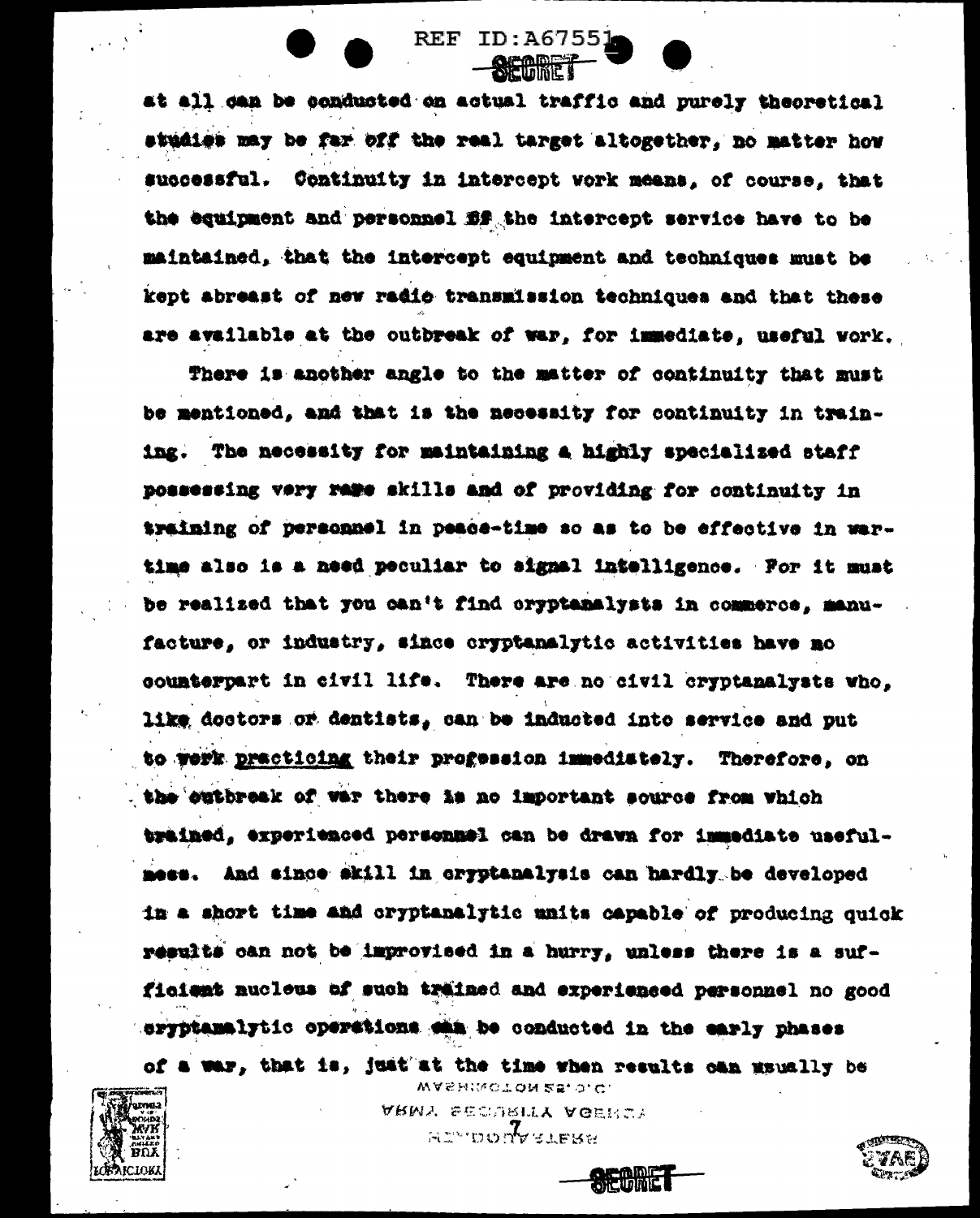at all can be conducted on actual traffic and purely theoretical studies may be far off the real target altogether, no matter how successful. Continuity in intercept work means, of course, that the equipment and personnel of the intercept service have to be maintained, that the intercept equipment and techniques must be kept abreast of new radio transmission techniques and that these are available at the outbreak of war, for immediate, useful work.

There is another angle to the matter of continuity that must be mentioned, and that is the necessity for continuity in training. The necessity for maintaining a highly specialized staff possessing very rare skills and of providing for continuity in training of personnel in peace-time so as to be effective in wartime also is a need peculiar to signal intelligence. For it must be realized that you can't find cryptanalysts in commerce, manufacture, or industry, since cryptanalytic activities have no counterpart in civil life. There are no civil cryptanalysts who, like doctors or dentists, can be inducted into service and put to work practicing their profession immediately. Therefore, on the outbreak of war there is no important source from which trained, experienced personnel can be drawn for immediate usefulness. And since skill in cryptanalysis can hardly be developed in a short time and cryptanalytic units capable of producing quick results can not be improvised in a hurry, unless there is a sufficient nucleus of such trained and experienced personnel no good cryptanalytic operations can be conducted in the early phases of a war, that is, just at the time when results can usually be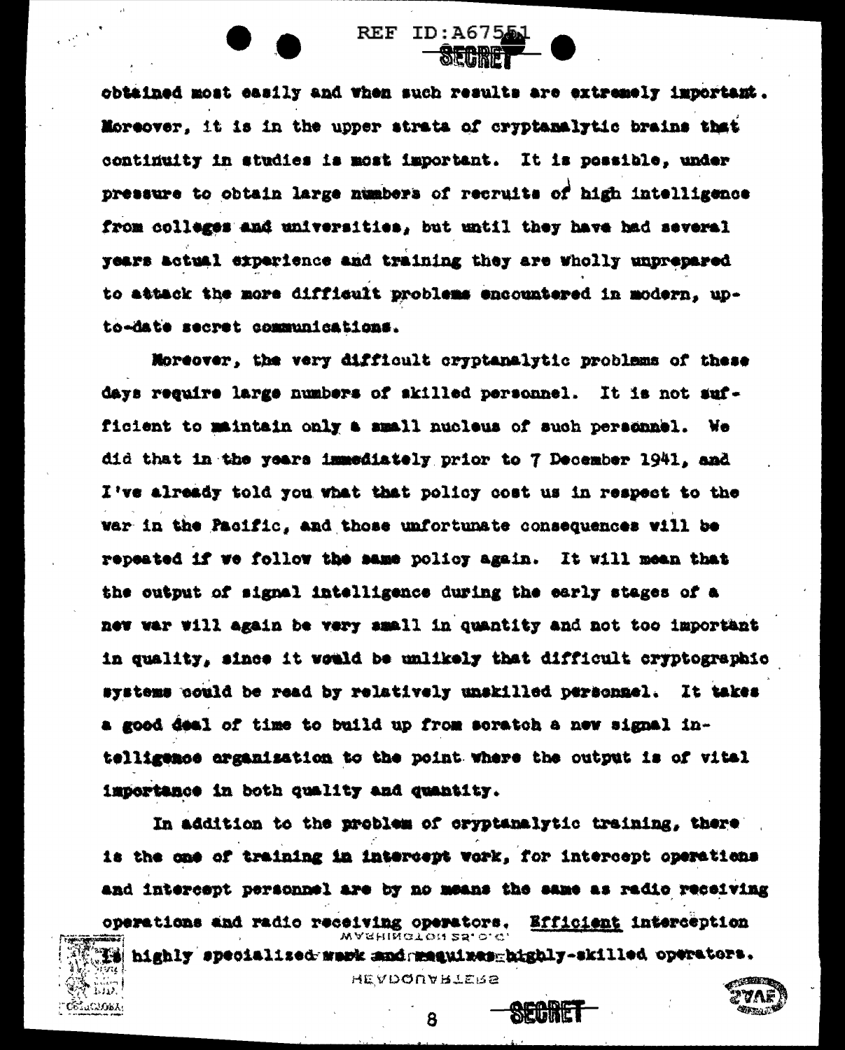obtained most easily and when such results are extremely important. Moreover, it is in the upper strata of cryptanalytic brains that continuity in studies is most important. It is possible, under pressure to obtain large numbers of recruits of high intelligence from colleges and universities, but until they have had several years actual experience and training they are wholly unprepared to attack the more difficult problems encountered in modern, up-to-date secret communications.

Moreover, the very difficult cryptanalytic problems of these days require large numbers of skilled personnel. It is not sufficient to maintain only a small nucleus of such personnel. We did that in the years immediately prior to 7 December 1941, and I've already told you what that policy cost us in respect to the war in the Pacific, and those unfortunate consequences will be repeated if we follow the same policy again. It will mean that the output of signal intelligence during the early stages of a new war will again be very small in quantity and not too important in quality, since it would be unlikely that difficult cryptographic systems could be read by relatively unskilled personnel. It takes a good deal of time to build up from scratch a new signal intelligence organization to the point where the output is of vital importance in both quality and quantity.

In addition to the problem of cryptanalytic training, there is the one of training in intercept work, for intercept operations and intercept personnel are by no means the same as radio receiving operations and radio receiving operators. Efficient interception is highly specialized work and requires highly-skilled operators.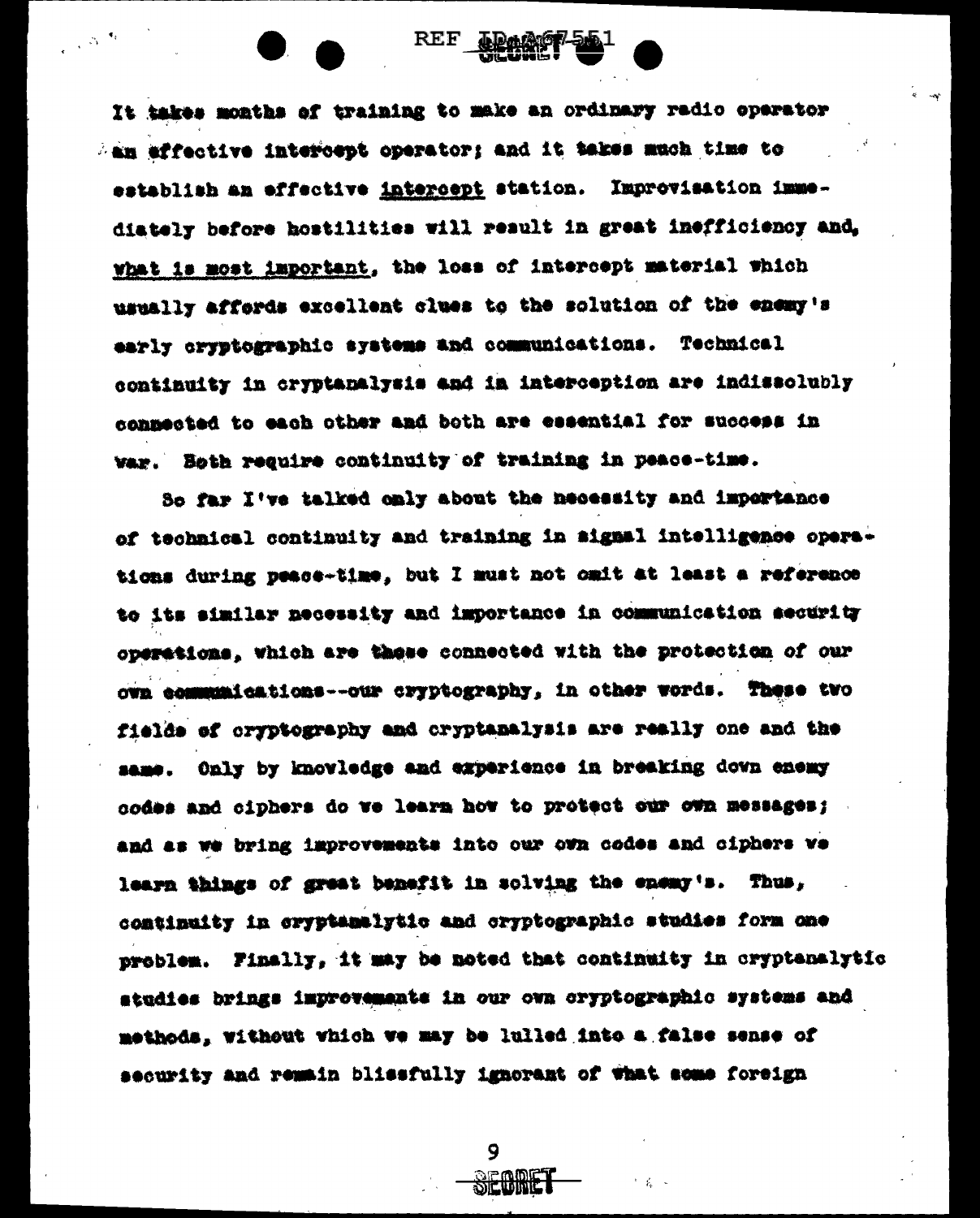It takes months of training to make an ordinary radio operator an effective intercept operator; and it takes much time to establish an effective intercept station. Improvisation immediately before hostilities will result in great inefficiency and, what is most important, the loss of intercept material which usually affords excellent clues to the solution of the enemy's early cryptographic systems and communications. Technical continuity in cryptanalysis and in interception are indissolubly connected to each other and both are essential for success in war. Both require continuity of training in peace-time.

So far I've talked only about the necessity and importance of technical continuity and training in signal intelligence operations during peace-time, but I must not omit at least a reference to its similar necessity and importance in communication security operations, which are those connected with the protection of our own communications--our cryptography, in other words. These two fields of cryptography and cryptanalysis are really one and the same. Only by knowledge and experience in breaking down enemy codes and ciphers do we learn how to protect our own messages; and as we bring improvements into our own codes and ciphers we learn things of great benefit in solving the enemy's. Thus, continuity in cryptanalytic and cryptographic studies form one problem. Finally, it may be noted that continuity in cryptanalytic studies brings improvements in *our* own cryptographic systems and methods, without which we may be lulled into a false sense of security and remain blissfully ignorant of what some foreign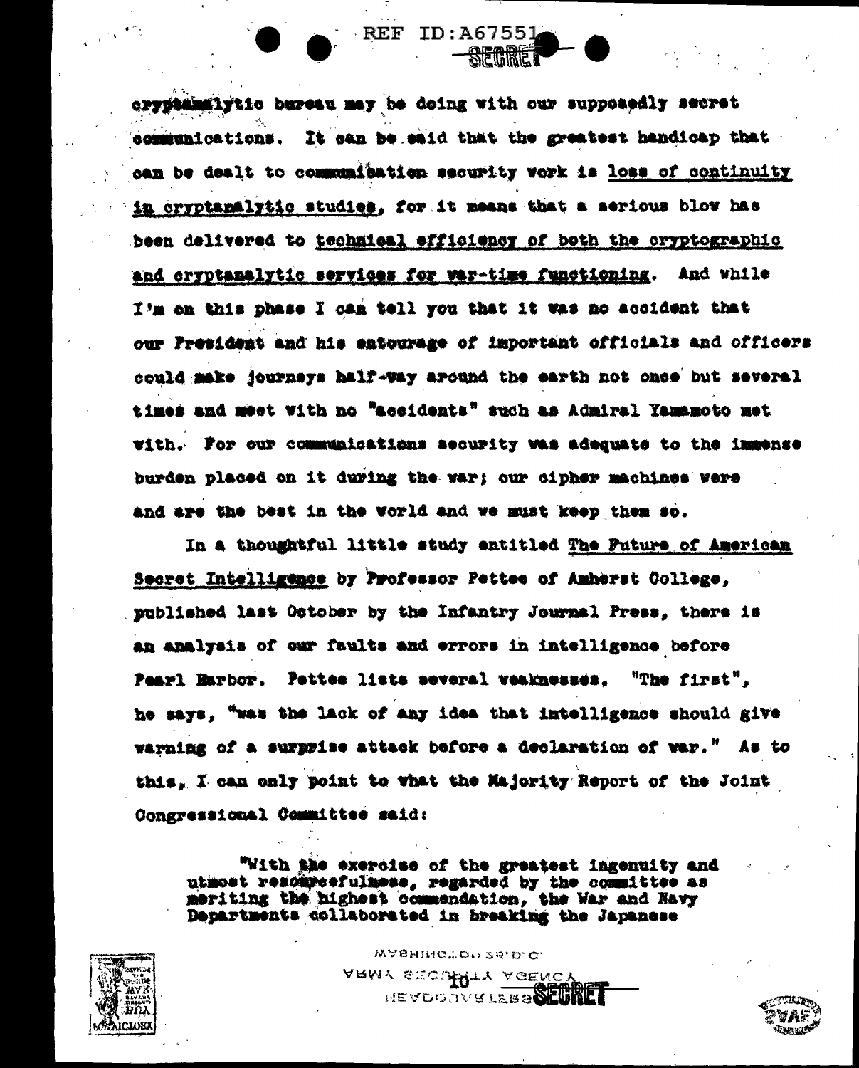cryptanalytic bureau may be doing with our supposedly secret communications. It can be said that the greatest handicap that can be dealt to communication security work is loss of continuity in cryptanalytic studies, for it means that a serious blow has been delivered to technical efficiency of both the cryptographic and cryptanalytic services for war-time functioning. And while I'm on this phase I can tell you that it was no accident that our President and his entourage of important officials and officers could make journeys half-way around the earth not once but several times and meet with no "accidents" such as Admiral Yamamoto met with. For our communications security was adequate to the immense burden placed on it during the war; our cipher machines were and are the best in the world and we must keep them so.

In a thoughtful little study entitled The Future of American Secret Intelligence by Professor Pettee of Amherst College, published last October by the Infantry Journal Press, there is an analysis of our faults and errors in intelligence before Pearl Harbor. Pettee lists several weaknesses. "The first", he says, "was the lack of any idea that intelligence should give warning of a surprise attack before a declaration of war." As to this, I can only point to what the Majority Report of the Joint Congressional Committee said:

> "With the exercise of the greatest ingenuity and utmost resourcefulness, regarded by the committee as meriting the highest commendation, the War and Navy Departments collaborated in breaking the Japanese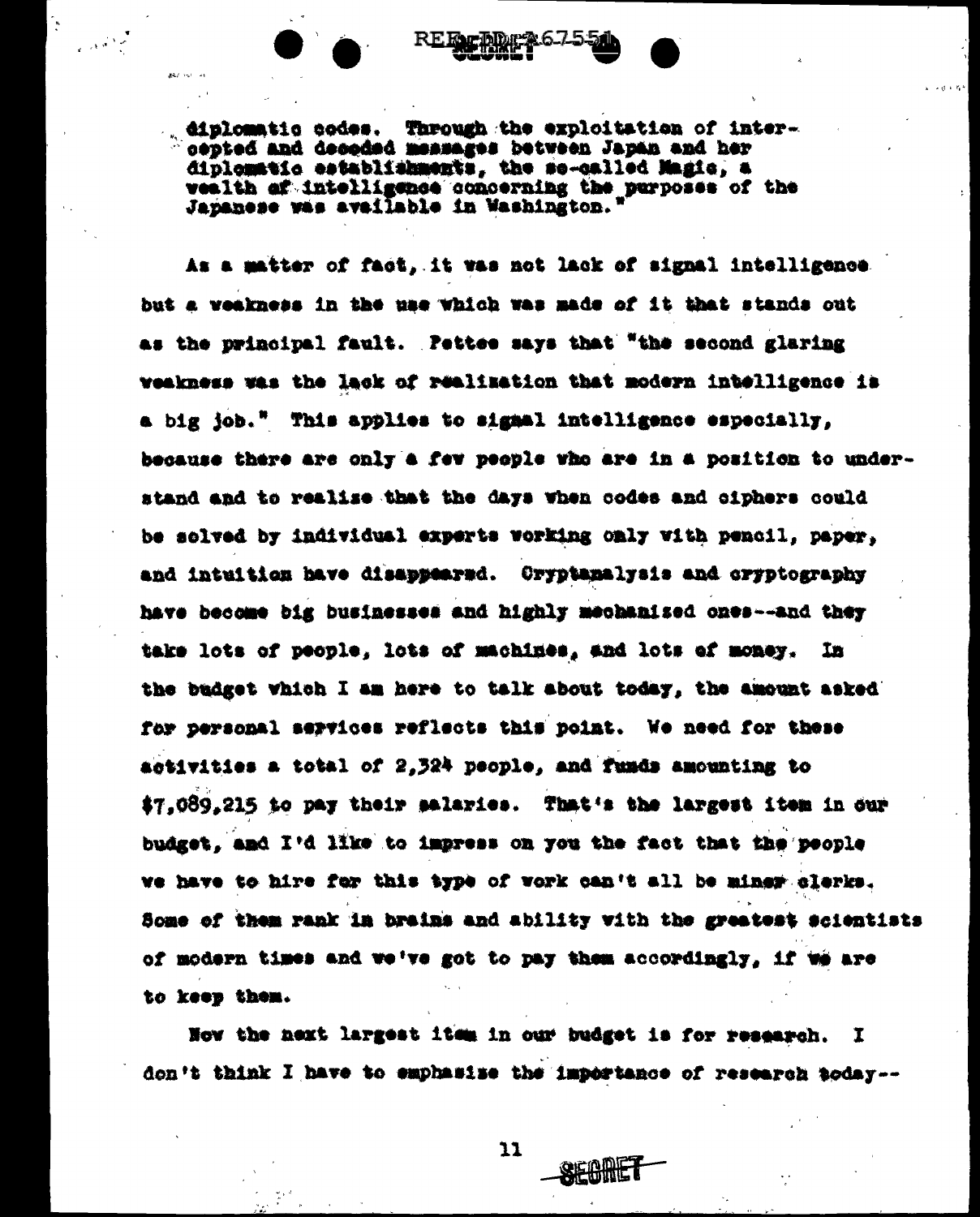diplomatic codes. Through the exploitation of intercepted and decoded messages between Japan and her diplomatic establishments, the so-called Magic, a wealth of intelligence concerning the purposes of the Japanese was available in Washington."

As a matter of fact, it was not lack of signal intelligence but a weakness in the use which was made of it that stands out as the principal fault. Pettee says that "the second glaring weakness was the lack of realization that modern intelligence is a big job." This applies to signal intelligence especially, because there are only a few people who are in a position to understand and to realize that the days when codes and ciphers could be solved by individual experts working only with pencil, paper, and intuition have disappeared. Cryptanalysis and cryptography have become big businesses and highly mechanized ones--and they take lots of people, lots of machines, and lots of money. In the budget which I am here to talk about today, the amount asked for personal services reflects this point. We need for these activities a total of 2,324 people, and funds amounting to $7,089,215 to pay their salaries. That's the largest item in our budget, and I'd like to impress on you the fact that the people we have to hire for this type of work can't all be minor clerks. Some of them rank in brains and ability with the greatest scientists of modern times and we've got to pay them accordingly, if we are to keep them.

Now the next largest item in our budget is for research. I don't think I have to emphasize the importance of research today--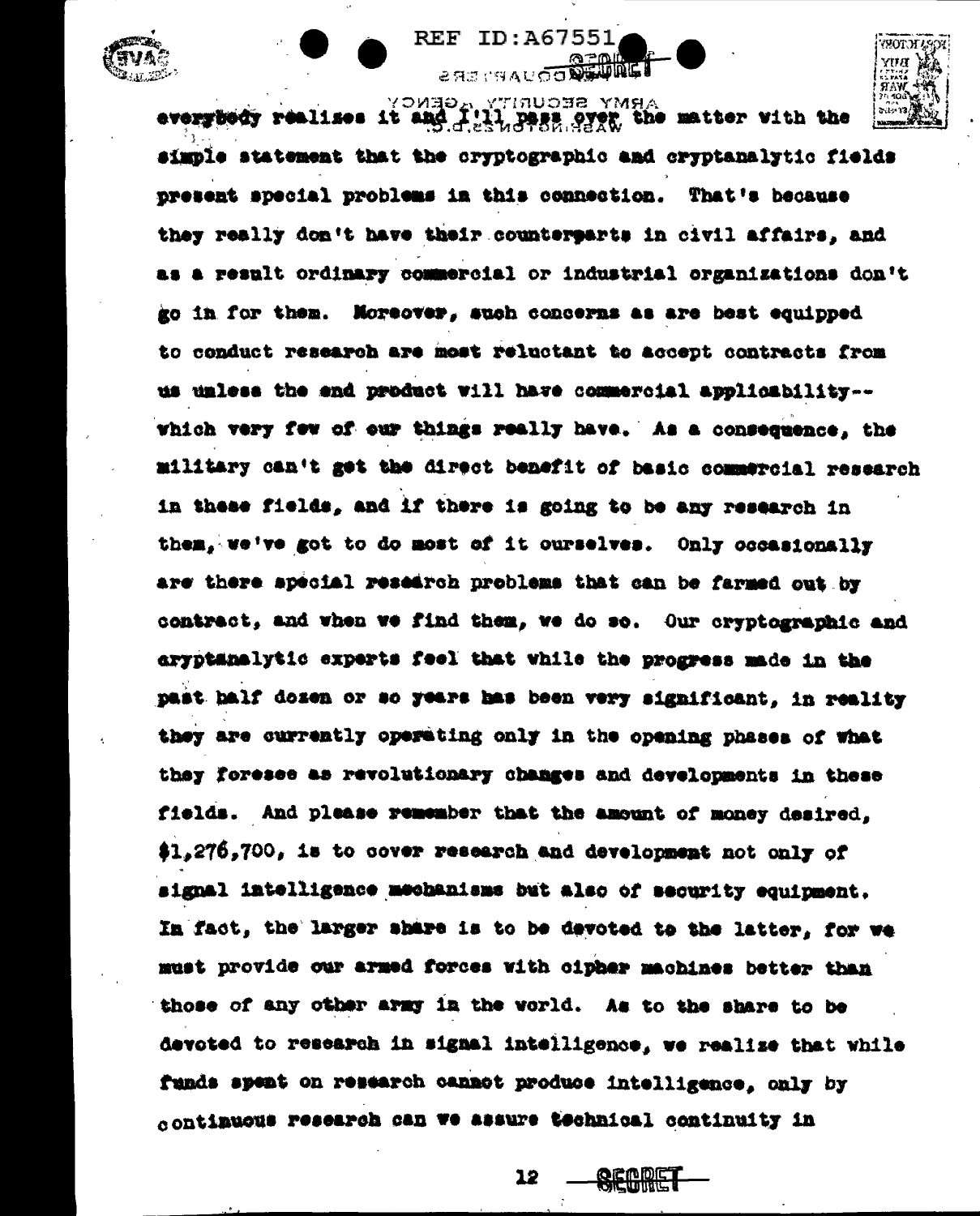everybody realizes it and I'll pass over the matter with the simple statement that the cryptographic and cryptanalytic fields present special problems in this connection. That's because they really don't have their counterparts in civil affairs, and as a result ordinary commercial or industrial organizations don't go in for them. Moreover, such concerns as are best equipped to conduct research are most reluctant to accept contracts from us unless the end product will have commercial applicability--which very few of our things really have. As a consequence, the military can't get the direct benefit of basic commercial research in these fields, and if there is going to be any research in them, we've got to do most of it ourselves. Only occasionally are there special research problems that can be farmed out by contract, and when we find them, we do so. Our cryptographic and cryptanalytic experts feel that while the progress made in the past half dozen or so years has been very significant, in reality they are currently operating only in the opening phases of what they foresee as revolutionary changes and developments in these fields. And please remember that the amount of money desired, $1,276,700, is to cover research and development not only of signal intelligence mechanisms but also of security equipment. In fact, the larger share is to be devoted to the latter, for we must provide our armed forces with cipher machines better than those of any other army in the world. As to the share to be devoted to research in signal intelligence, we realize that while funds spent on research cannot produce intelligence, only by continuous research can we assure technical continuity in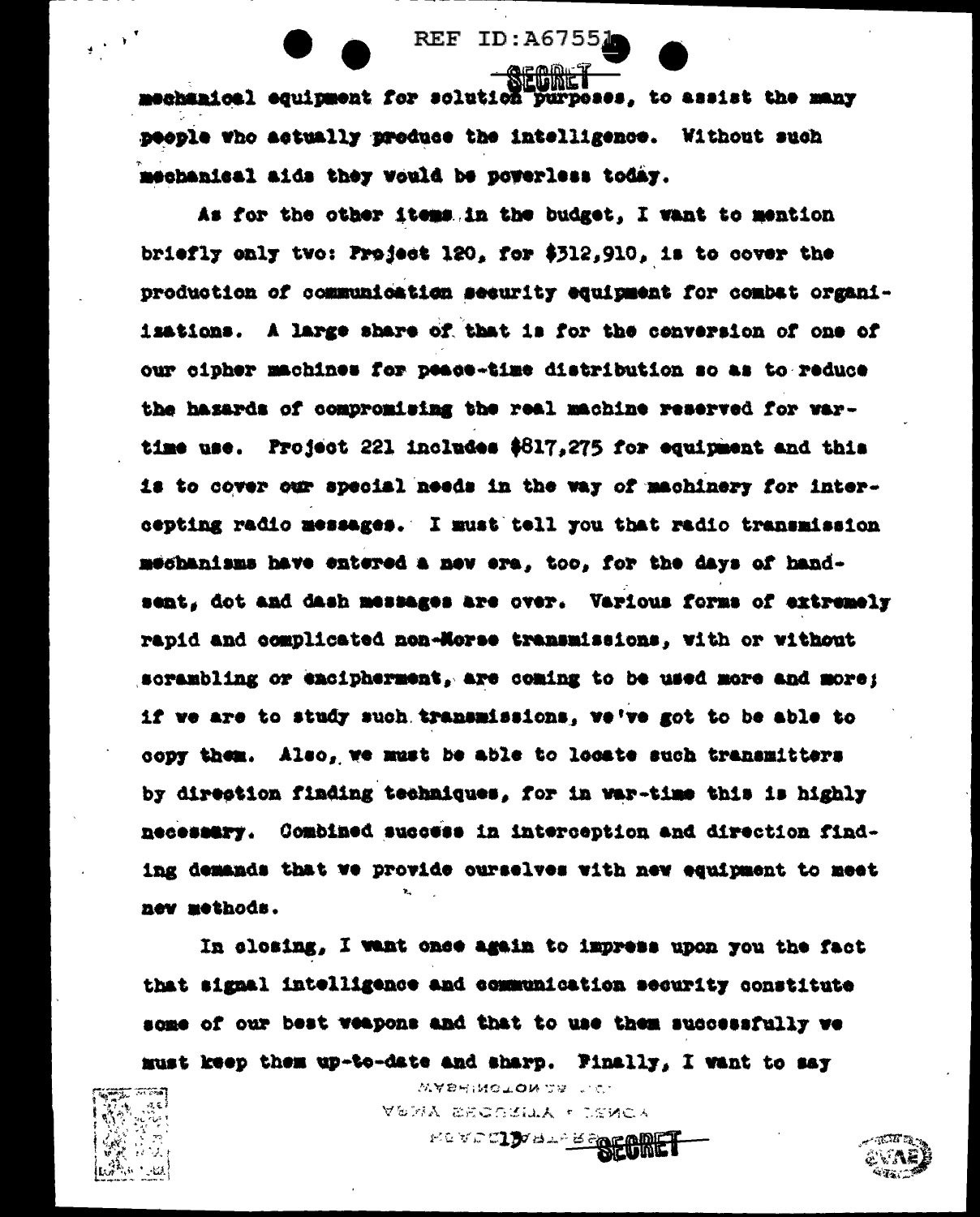mechanical equipment for solution purposes, to assist the many people who actually produce the intelligence. Without such mechanical aids they would be powerless today.

As for the other items in the budget, I want to mention briefly only two: Project 120, for $312,910, is to cover the production of communication security equipment for combat organizations. A large share of that is for the conversion of one of our cipher machines for peace-time distribution so as to reduce the hazards of compromising the real machine reserved for war-time use. Project 221 includes $817,275 for equipment and this is to cover our special needs in the way of machinery for intercepting radio messages. I must tell you that radio transmission mechanisms have entered a new era, too, for the days of hand-sent, dot and dash messages are over. Various forms of extremely rapid and complicated non-Morse transmissions, with or without scrambling or encipherment, are coming to be used more and more; if we are to study such transmissions, we've got to be able to copy them. Also, we must be able to locate such transmitters by direction finding techniques, for in war-time this is highly necessary. Combined success in interception and direction finding demands that we provide ourselves with new equipment to meet new methods.

In closing, I want once again to impress upon you the fact that signal intelligence and communication security constitute some of our best weapons and that to use them successfully we must keep them up-to-date and sharp. Finally, I want to say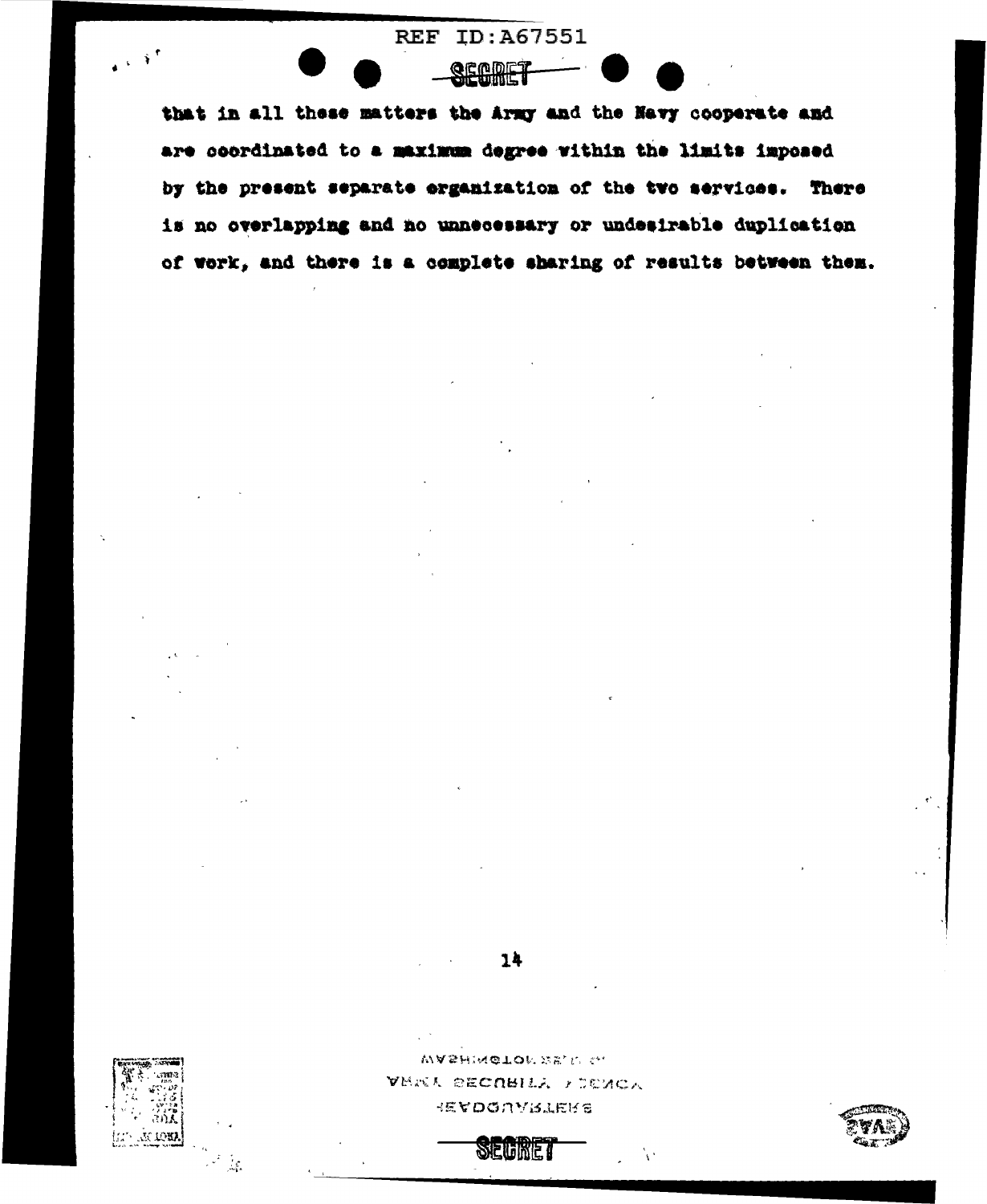that in all these matters the Army and the Navy cooperate and are coordinated to a maximum degree within the limits imposed by the present separate organization of the two services. There is no overlapping and no unnecessary or undesirable duplication of work, and there is a complete sharing of results between them.